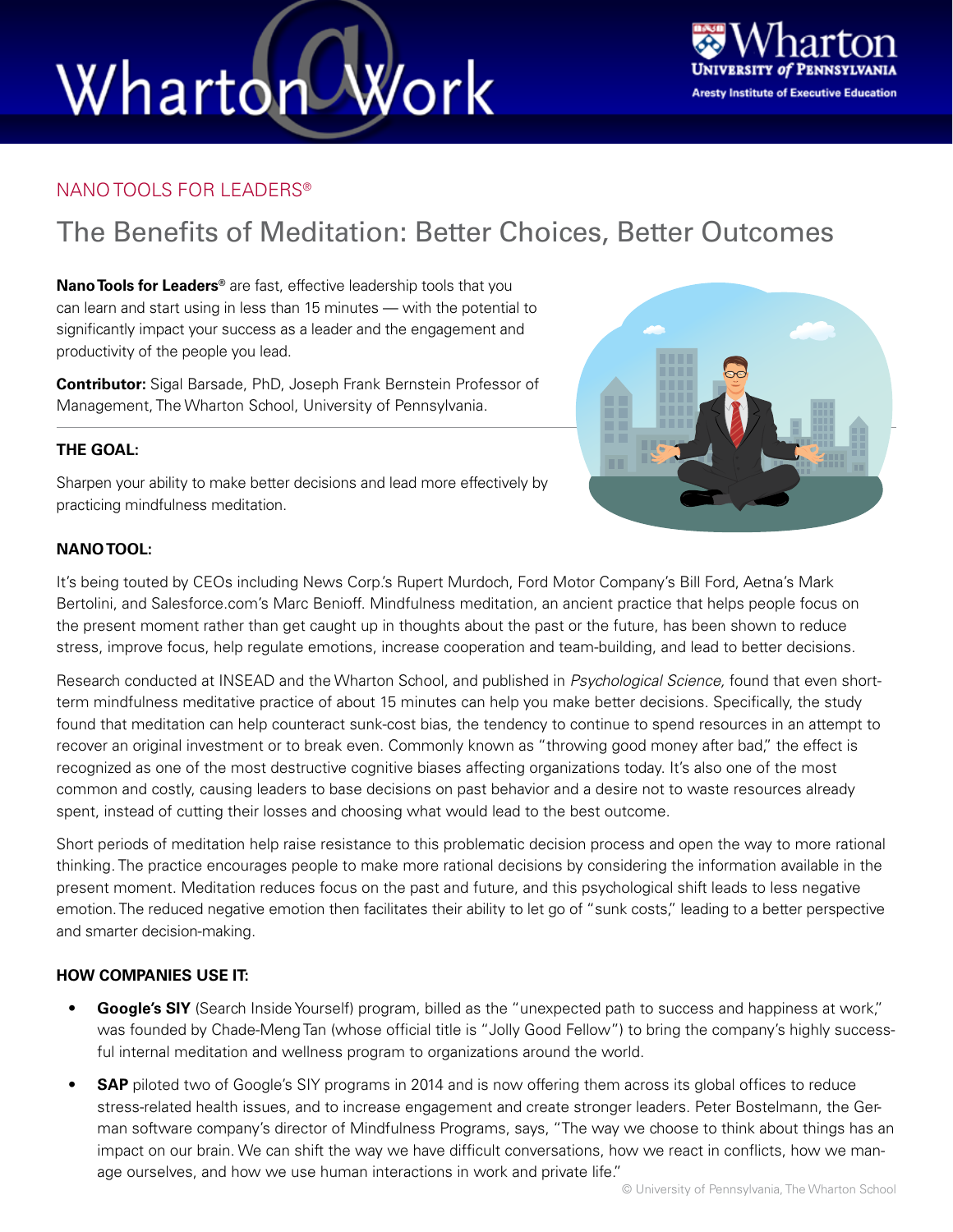NANO TOOLS FOR LEADERS®

# The Benefits of Meditation: Better Choices, Better Outcomes

**Nano Tools for Leaders®** are fast, effective leadership tools that you can learn and start using in less than 15 minutes — with the potential to significantly impact your success as a leader and the engagement and productivity of the people you lead.

**Contributor:** Sigal Barsade, PhD, Joseph Frank Bernstein Professor of Management, The Wharton School, University of Pennsylvania.

### THE GOAL:

Sharpen your ability to make better decisions and lead more effectively by practicing mindfulness meditation.

### NANO TOOL:

It's being touted by CEOs including News Corp.'s Rupert Murdoch, Ford Motor Company's Bill Ford, Aetna's Mark Bertolini, and Salesforce.com's Marc Benioff. Mindfulness meditation, an ancient practice that helps people focus on the present moment rather than get caught up in thoughts about the past or the future, has been shown to reduce stress, improve focus, help regulate emotions, increase cooperation and team-building, and lead to better decisions.

Research conducted at INSEAD and the Wharton School, and published in *Psychological Science,* found that even short-term mindfulness meditative practice of about 15 minutes can help you make better decisions. Specifically, the study found that meditation can help counteract sunk-cost bias, the tendency to continue to spend resources in an attempt to recover an original investment or to break even. Commonly known as "throwing good money after bad," the effect is recognized as one of the most destructive cognitive biases affecting organizations today. It's also one of the most common and costly, causing leaders to base decisions on past behavior and a desire not to waste resources already spent, instead of cutting their losses and choosing what would lead to the best outcome.

Short periods of meditation help raise resistance to this problematic decision process and open the way to more rational thinking. The practice encourages people to make more rational decisions by considering the information available in the present moment. Meditation reduces focus on the past and future, and this psychological shift leads to less negative emotion. The reduced negative emotion then facilitates their ability to let go of "sunk costs," leading to a better perspective and smarter decision-making.

### HOW COMPANIES USE IT:

- **Google's SIY** (Search Inside Yourself) program, billed as the "unexpected path to success and happiness at work," was founded by Chade-Meng Tan (whose official title is "Jolly Good Fellow") to bring the company's highly successful internal meditation and wellness program to organizations around the world.
- **SAP** piloted two of Google's SIY programs in 2014 and is now offering them across its global offices to reduce stress-related health issues, and to increase engagement and create stronger leaders. Peter Bostelmann, the German software company's director of Mindfulness Programs, says, "The way we choose to think about things has an impact on our brain. We can shift the way we have difficult conversations, how we react in conflicts, how we manage ourselves, and how we use human interactions in work and private life."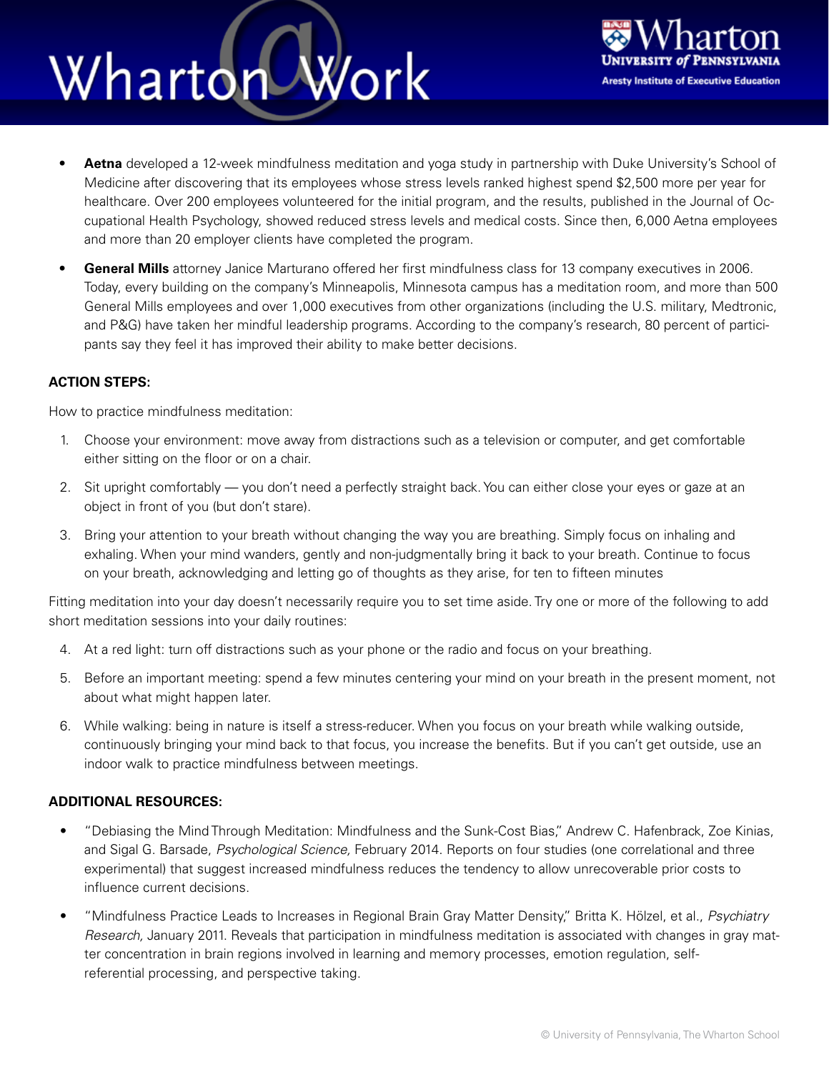- **Aetna** developed a 12-week mindfulness meditation and yoga study in partnership with Duke University's School of Medicine after discovering that its employees whose stress levels ranked highest spend $2,500 more per year for healthcare. Over 200 employees volunteered for the initial program, and the results, published in the Journal of Occupational Health Psychology, showed reduced stress levels and medical costs. Since then, 6,000 Aetna employees and more than 20 employer clients have completed the program.

- **General Mills** attorney Janice Marturano offered her first mindfulness class for 13 company executives in 2006. Today, every building on the company's Minneapolis, Minnesota campus has a meditation room, and more than 500 General Mills employees and over 1,000 executives from other organizations (including the U.S. military, Medtronic, and P&G) have taken her mindful leadership programs. According to the company's research, 80 percent of participants say they feel it has improved their ability to make better decisions.

**ACTION STEPS:**

How to practice mindfulness meditation:

1. Choose your environment: move away from distractions such as a television or computer, and get comfortable either sitting on the floor or on a chair.
2. Sit upright comfortably — you don't need a perfectly straight back. You can either close your eyes or gaze at an object in front of you (but don't stare).
3. Bring your attention to your breath without changing the way you are breathing. Simply focus on inhaling and exhaling. When your mind wanders, gently and non-judgmentally bring it back to your breath. Continue to focus on your breath, acknowledging and letting go of thoughts as they arise, for ten to fifteen minutes

Fitting meditation into your day doesn't necessarily require you to set time aside. Try one or more of the following to add short meditation sessions into your daily routines:

4. At a red light: turn off distractions such as your phone or the radio and focus on your breathing.
5. Before an important meeting: spend a few minutes centering your mind on your breath in the present moment, not about what might happen later.
6. While walking: being in nature is itself a stress-reducer. When you focus on your breath while walking outside, continuously bringing your mind back to that focus, you increase the benefits. But if you can't get outside, use an indoor walk to practice mindfulness between meetings.

**ADDITIONAL RESOURCES:**

- "Debiasing the Mind Through Meditation: Mindfulness and the Sunk-Cost Bias," Andrew C. Hafenbrack, Zoe Kinias, and Sigal G. Barsade, *Psychological Science,* February 2014. Reports on four studies (one correlational and three experimental) that suggest increased mindfulness reduces the tendency to allow unrecoverable prior costs to influence current decisions.

- "Mindfulness Practice Leads to Increases in Regional Brain Gray Matter Density," Britta K. Hölzel, et al., *Psychiatry Research,* January 2011. Reveals that participation in mindfulness meditation is associated with changes in gray matter concentration in brain regions involved in learning and memory processes, emotion regulation, self-referential processing, and perspective taking.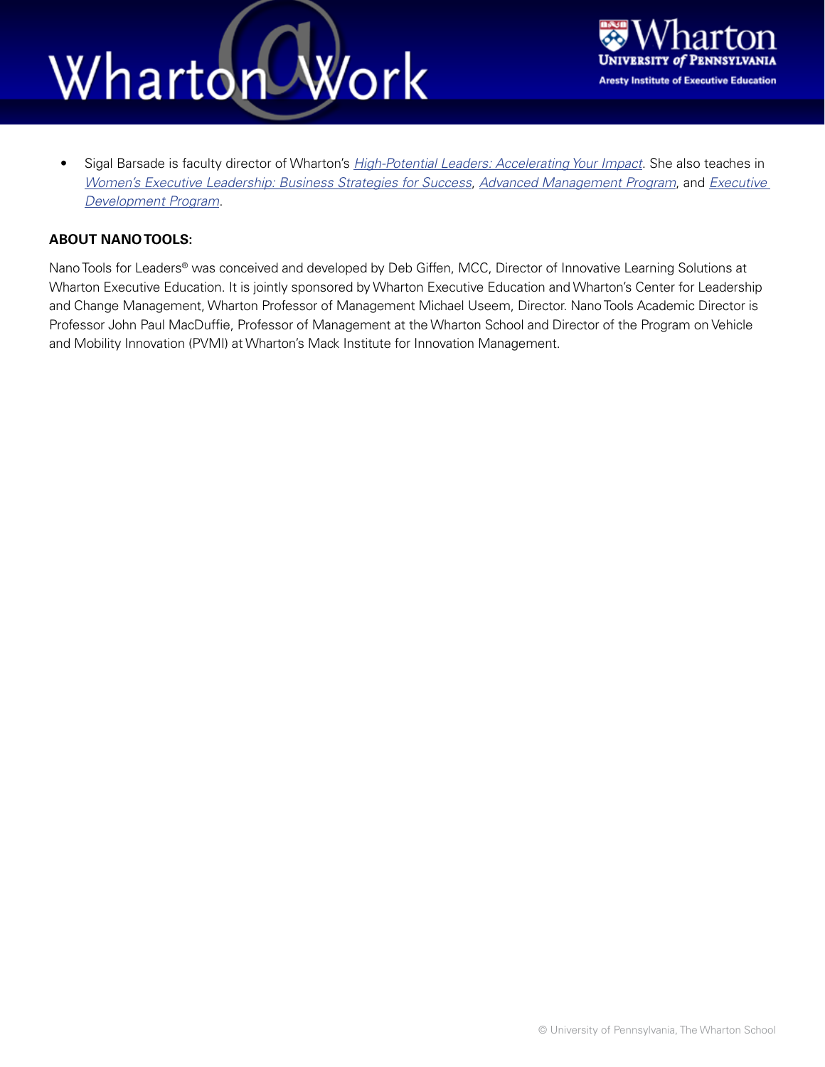- Sigal Barsade is faculty director of Wharton's *High-Potential Leaders: Accelerating Your Impact*. She also teaches in *Women's Executive Leadership: Business Strategies for Success*, *Advanced Management Program*, and *Executive Development Program*.

**ABOUT NANO TOOLS:**

Nano Tools for Leaders® was conceived and developed by Deb Giffen, MCC, Director of Innovative Learning Solutions at Wharton Executive Education. It is jointly sponsored by Wharton Executive Education and Wharton's Center for Leadership and Change Management, Wharton Professor of Management Michael Useem, Director. Nano Tools Academic Director is Professor John Paul MacDuffie, Professor of Management at the Wharton School and Director of the Program on Vehicle and Mobility Innovation (PVMI) at Wharton's Mack Institute for Innovation Management.